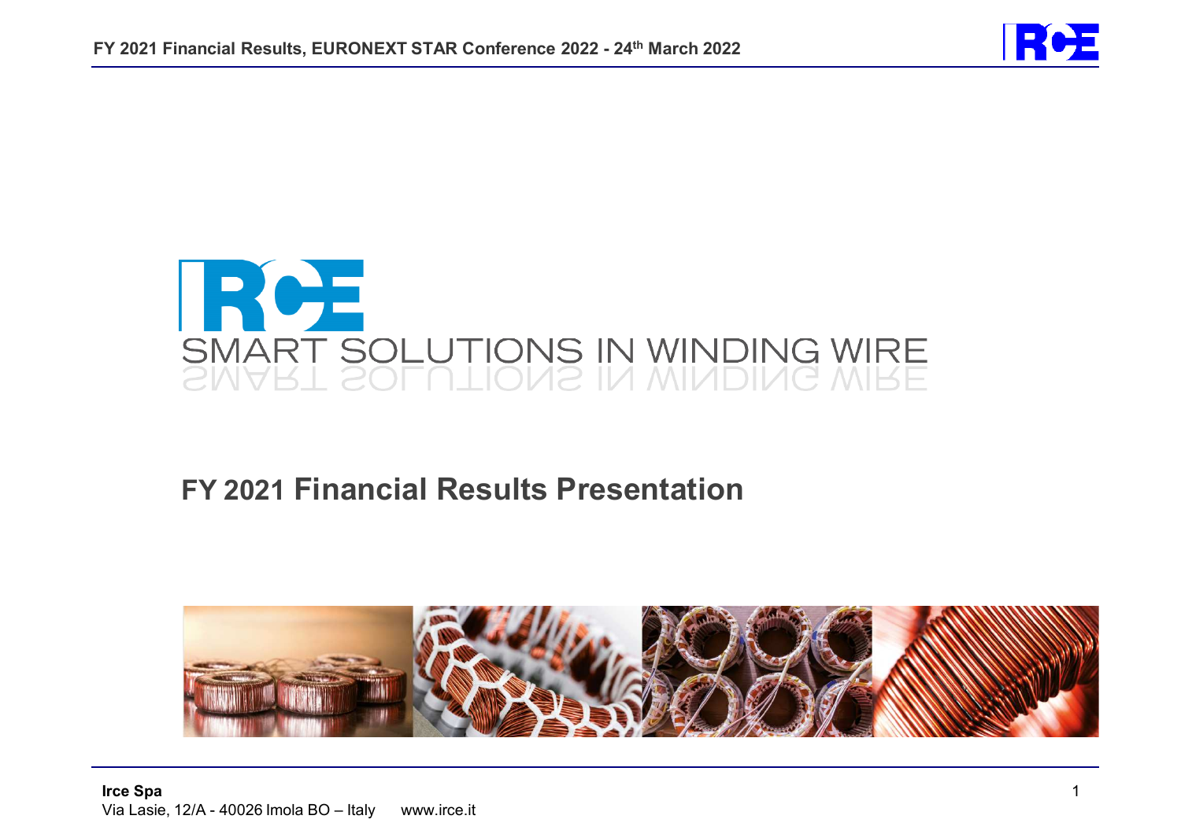SMART SOLUTIONS IN WINDING WIRE

# FY 2021 Financial Results Presentation

**Irce Spa**
Via Lasie, 12/A - 40026 Imola BO – Italy www.irce.it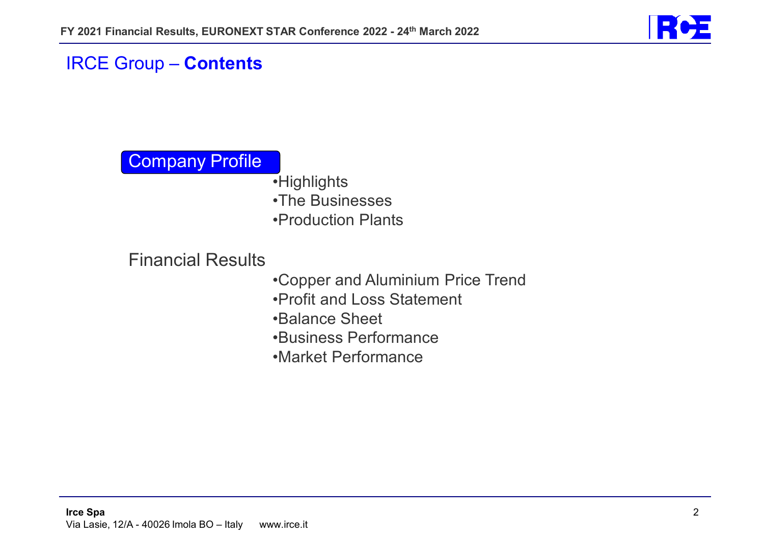# IRCE Group – **Contents**

## Company Profile

- Highlights
- The Businesses
- Production Plants

## Financial Results

- Copper and Aluminium Price Trend
- Profit and Loss Statement
- Balance Sheet
- Business Performance
- Market Performance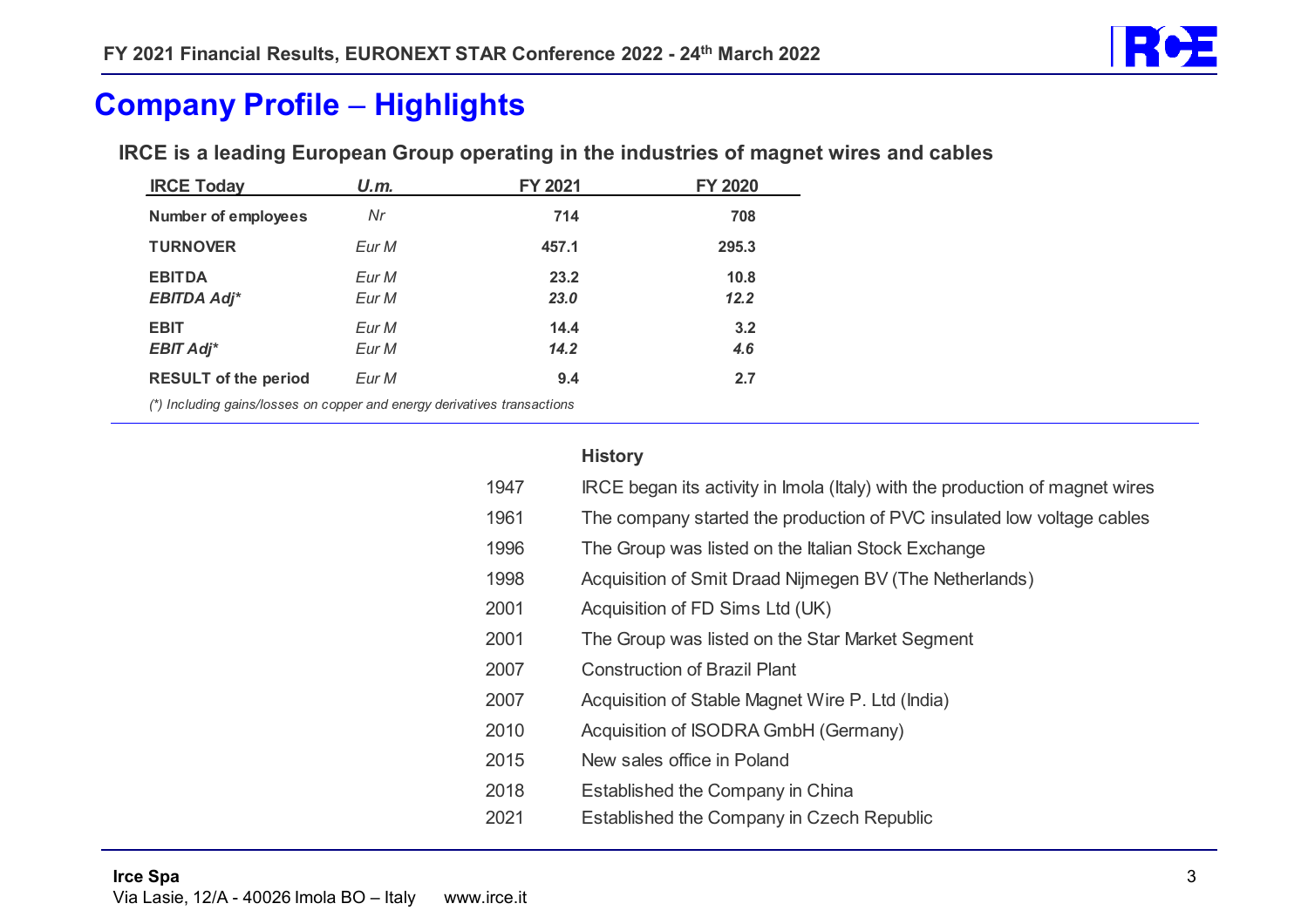# Company Profile – Highlights

**IRCE is a leading European Group operating in the industries of magnet wires and cables**

| IRCE Today | U.m. | FY 2021 | FY 2020 |
|---|---|---|---|
| **Number of employees** | *Nr* | **714** | **708** |
| **TURNOVER** | *Eur M* | **457.1** | **295.3** |
| **EBITDA** | *Eur M* | **23.2** | **10.8** |
| ***EBITDA Adj**** | *Eur M* | ***23.0*** | ***12.2*** |
| **EBIT** | *Eur M* | **14.4** | **3.2** |
| ***EBIT Adj**** | *Eur M* | ***14.2*** | ***4.6*** |
| **RESULT of the period** | *Eur M* | **9.4** | **2.7** |

*(\*) Including gains/losses on copper and energy derivatives transactions*

**History**

| | |
|---|---|
| 1947 | IRCE began its activity in Imola (Italy) with the production of magnet wires |
| 1961 | The company started the production of PVC insulated low voltage cables |
| 1996 | The Group was listed on the Italian Stock Exchange |
| 1998 | Acquisition of Smit Draad Nijmegen BV (The Netherlands) |
| 2001 | Acquisition of FD Sims Ltd (UK) |
| 2001 | The Group was listed on the Star Market Segment |
| 2007 | Construction of Brazil Plant |
| 2007 | Acquisition of Stable Magnet Wire P. Ltd (India) |
| 2010 | Acquisition of ISODRA GmbH (Germany) |
| 2015 | New sales office in Poland |
| 2018 | Established the Company in China |
| 2021 | Established the Company in Czech Republic |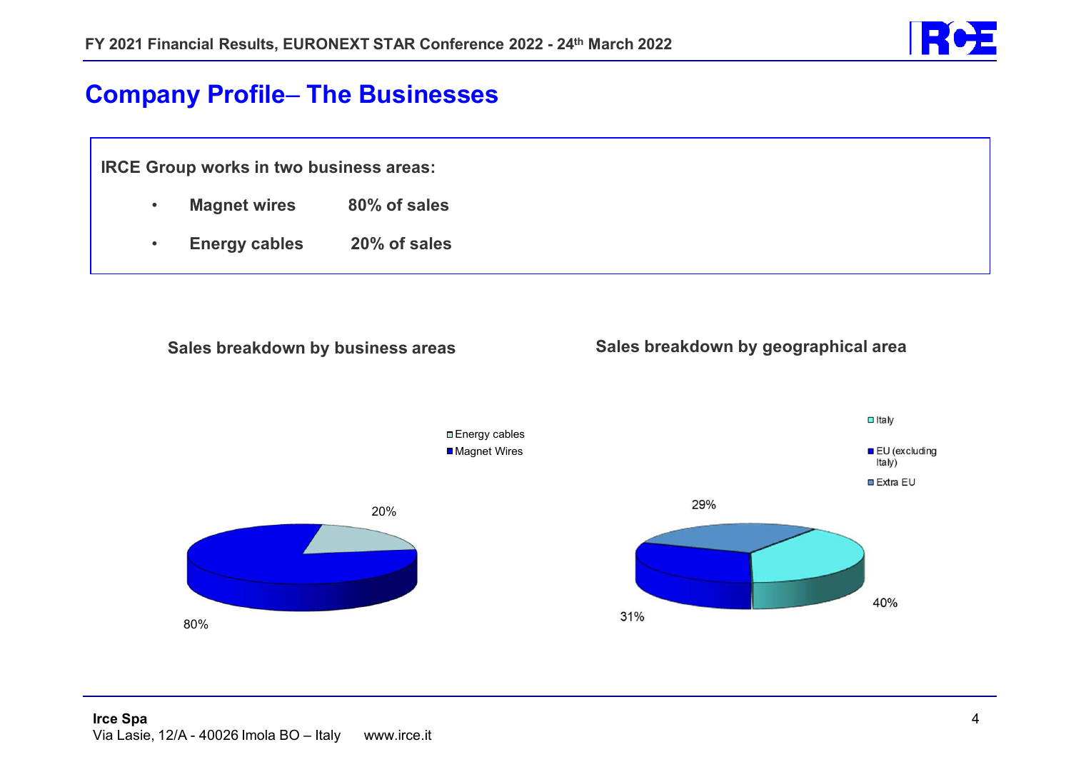## Company Profile– The Businesses

**IRCE Group works in two business areas:**

- **Magnet wires** **80% of sales**
- **Energy cables** **20% of sales**

**Sales breakdown by business areas**

- Energy cables: 20%
- Magnet Wires: 80%

**Sales breakdown by geographical area**

- Italy: 40%
- EU (excluding Italy): 31%
- Extra EU: 29%

**Irce Spa**
Via Lasie, 12/A - 40026 Imola BO – Italy www.irce.it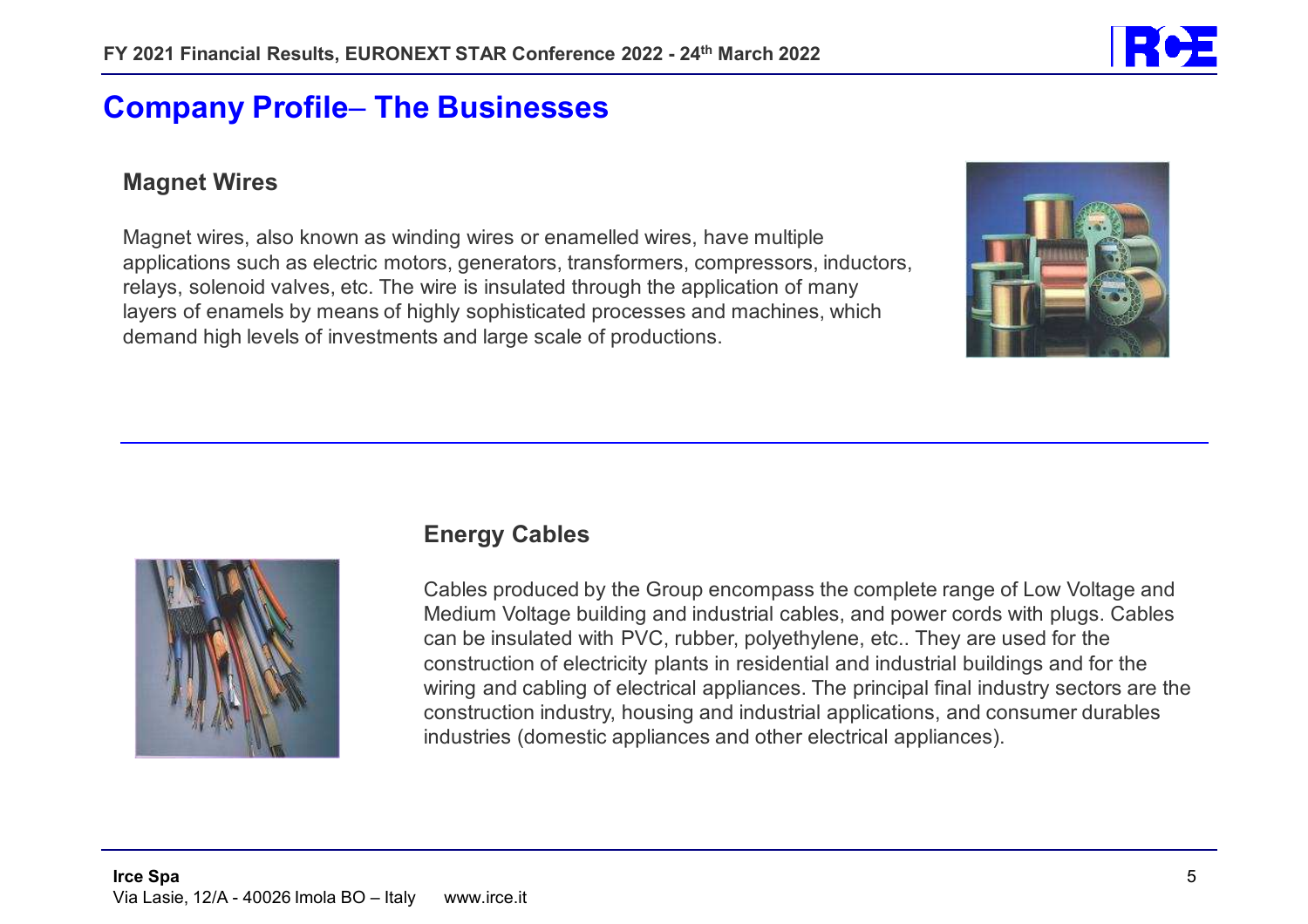# Company Profile– The Businesses

## Magnet Wires

Magnet wires, also known as winding wires or enamelled wires, have multiple applications such as electric motors, generators, transformers, compressors, inductors, relays, solenoid valves, etc. The wire is insulated through the application of many layers of enamels by means of highly sophisticated processes and machines, which demand high levels of investments and large scale of productions.

## Energy Cables

Cables produced by the Group encompass the complete range of Low Voltage and Medium Voltage building and industrial cables, and power cords with plugs. Cables can be insulated with PVC, rubber, polyethylene, etc.. They are used for the construction of electricity plants in residential and industrial buildings and for the wiring and cabling of electrical appliances. The principal final industry sectors are the construction industry, housing and industrial applications, and consumer durables industries (domestic appliances and other electrical appliances).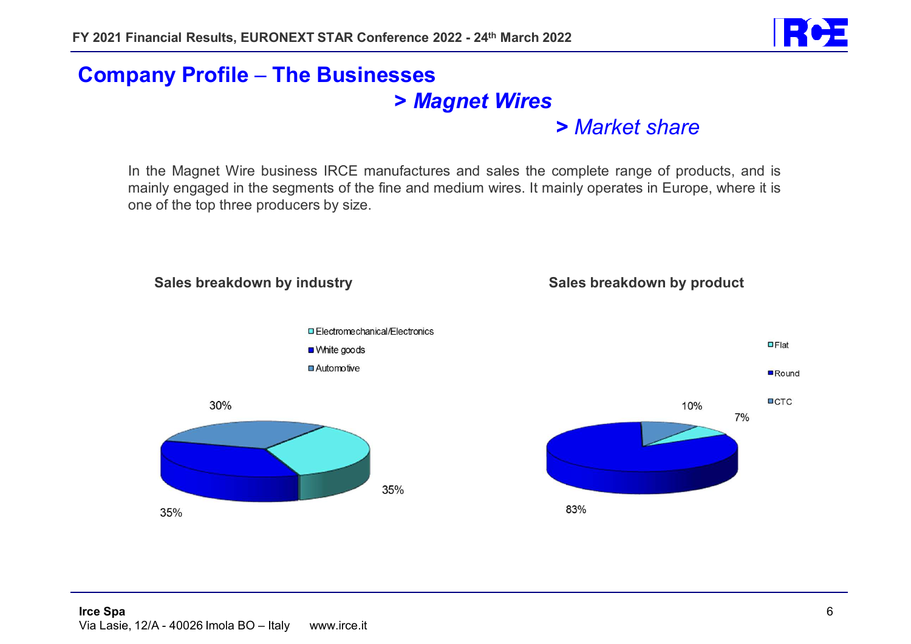# Company Profile – The Businesses

## > *Magnet Wires*

### > *Market share*

In the Magnet Wire business IRCE manufactures and sales the complete range of products, and is mainly engaged in the segments of the fine and medium wires. It mainly operates in Europe, where it is one of the top three producers by size.

**Sales breakdown by industry**

| Industry | Share |
|---|---|
| Electromechanical/Electronics | 35% |
| White goods | 35% |
| Automotive | 30% |

**Sales breakdown by product**

| Product | Share |
|---|---|
| Flat | 7% |
| Round | 83% |
| CTC | 10% |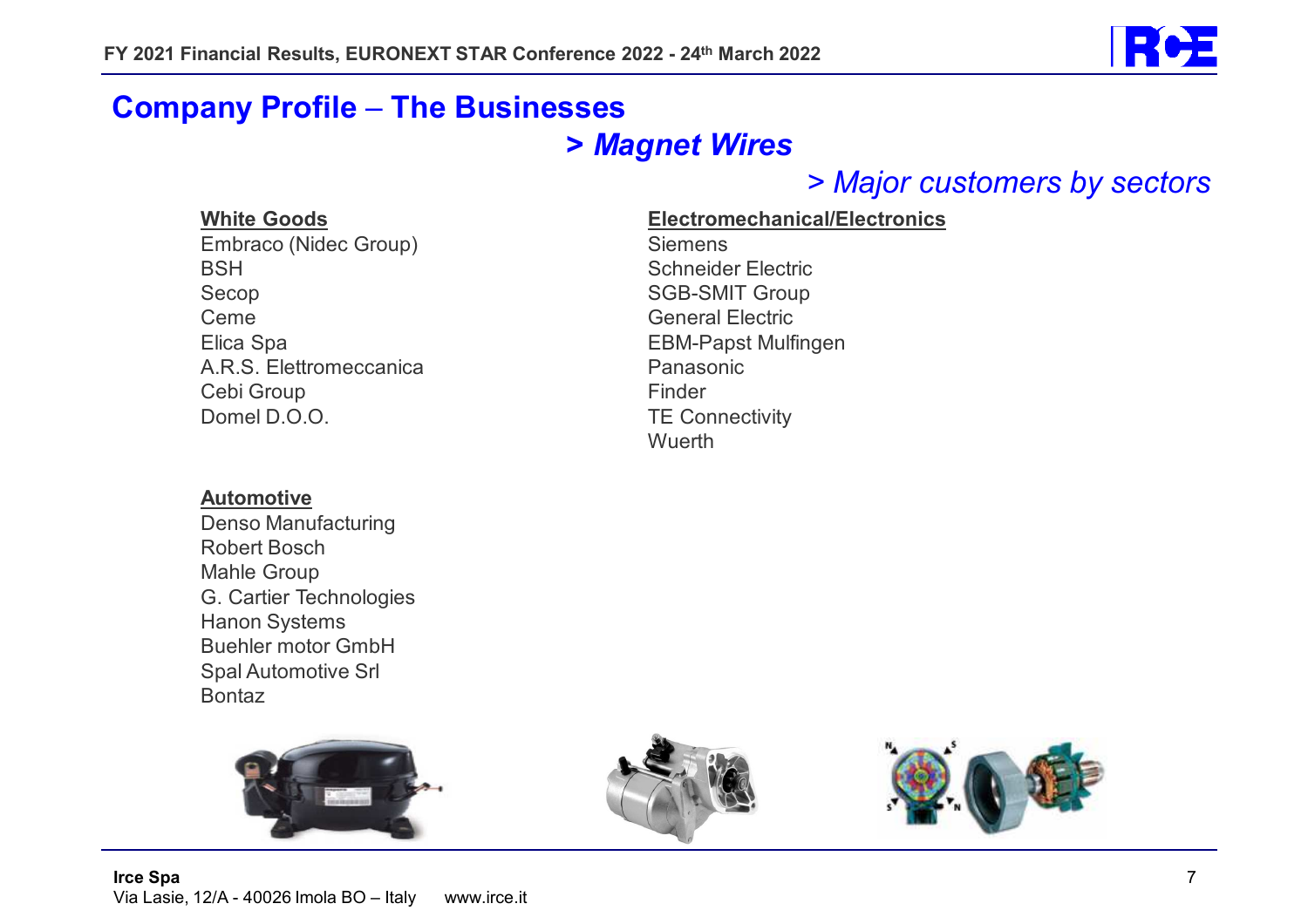# Company Profile – The Businesses

## > Magnet Wires

### > Major customers by sectors

**White Goods**
Embraco (Nidec Group)
BSH
Secop
Ceme
Elica Spa
A.R.S. Elettromeccanica
Cebi Group
Domel D.O.O.

**Automotive**
Denso Manufacturing
Robert Bosch
Mahle Group
G. Cartier Technologies
Hanon Systems
Buehler motor GmbH
Spal Automotive Srl
Bontaz

**Electromechanical/Electronics**
Siemens
Schneider Electric
SGB-SMIT Group
General Electric
EBM-Papst Mulfingen
Panasonic
Finder
TE Connectivity
Wuerth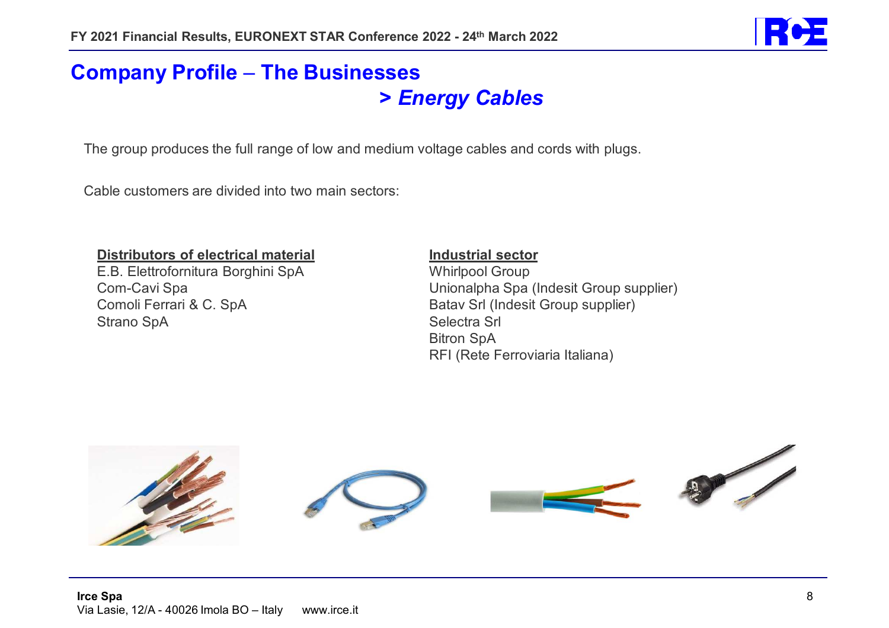# Company Profile – The Businesses

## > *Energy Cables*

The group produces the full range of low and medium voltage cables and cords with plugs.

Cable customers are divided into two main sectors:

**Distributors of electrical material**

E.B. Elettrofornitura Borghini SpA
Com-Cavi Spa
Comoli Ferrari & C. SpA
Strano SpA

**Industrial sector**

Whirlpool Group
Unionalpha Spa (Indesit Group supplier)
Batav Srl (Indesit Group supplier)
Selectra Srl
Bitron SpA
RFI (Rete Ferroviaria Italiana)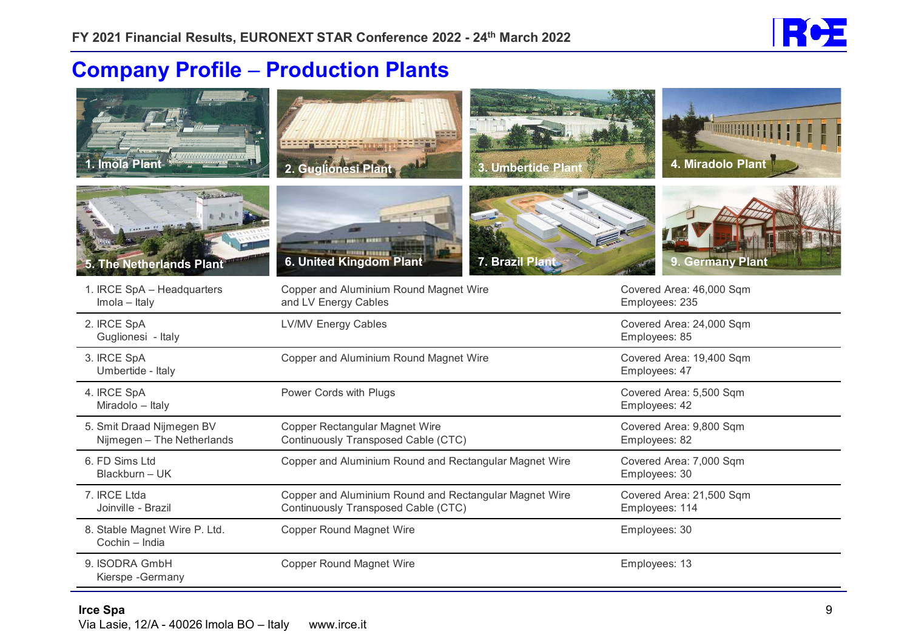# Company Profile – Production Plants

1. Imola Plant
2. Guglionesi Plant
3. Umbertide Plant
4. Miradolo Plant
5. The Netherlands Plant
6. United Kingdom Plant
7. Brazil Plant
9. Germany Plant

| Plant | Products | Details |
|---|---|---|
| 1. IRCE SpA – Headquarters<br>Imola – Italy | Copper and Aluminium Round Magnet Wire and LV Energy Cables | Covered Area: 46,000 Sqm<br>Employees: 235 |
| 2. IRCE SpA<br>Guglionesi - Italy | LV/MV Energy Cables | Covered Area: 24,000 Sqm<br>Employees: 85 |
| 3. IRCE SpA<br>Umbertide - Italy | Copper and Aluminium Round Magnet Wire | Covered Area: 19,400 Sqm<br>Employees: 47 |
| 4. IRCE SpA<br>Miradolo – Italy | Power Cords with Plugs | Covered Area: 5,500 Sqm<br>Employees: 42 |
| 5. Smit Draad Nijmegen BV<br>Nijmegen – The Netherlands | Copper Rectangular Magnet Wire<br>Continuously Transposed Cable (CTC) | Covered Area: 9,800 Sqm<br>Employees: 82 |
| 6. FD Sims Ltd<br>Blackburn – UK | Copper and Aluminium Round and Rectangular Magnet Wire | Covered Area: 7,000 Sqm<br>Employees: 30 |
| 7. IRCE Ltda<br>Joinville - Brazil | Copper and Aluminium Round and Rectangular Magnet Wire<br>Continuously Transposed Cable (CTC) | Covered Area: 21,500 Sqm<br>Employees: 114 |
| 8. Stable Magnet Wire P. Ltd.<br>Cochin – India | Copper Round Magnet Wire | Employees: 30 |
| 9. ISODRA GmbH<br>Kierspe -Germany | Copper Round Magnet Wire | Employees: 13 |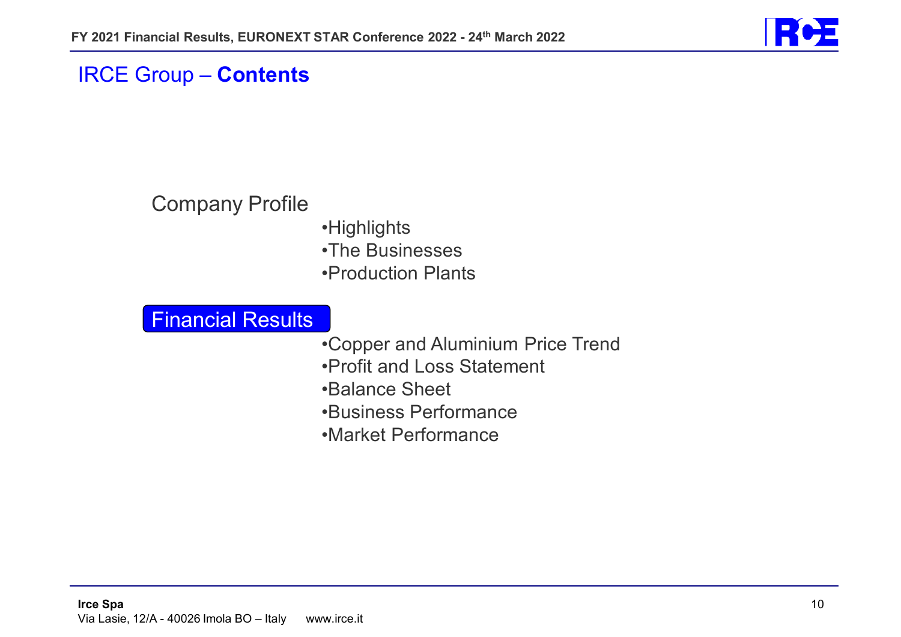# IRCE Group – **Contents**

Company Profile

- Highlights
- The Businesses
- Production Plants

**Financial Results**

- Copper and Aluminium Price Trend
- Profit and Loss Statement
- Balance Sheet
- Business Performance
- Market Performance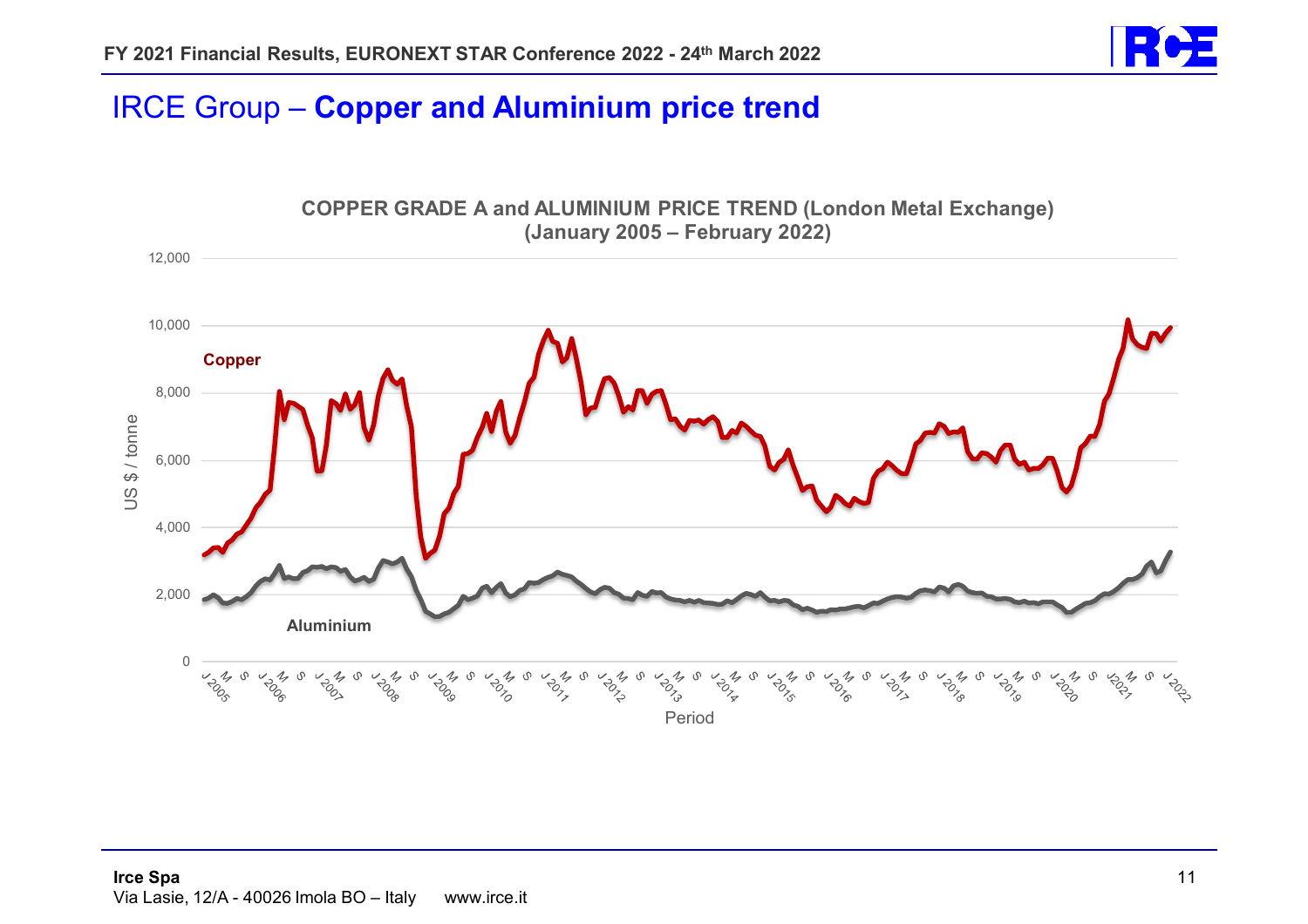# IRCE Group – **Copper and Aluminium price trend**

**COPPER GRADE A and ALUMINIUM PRICE TREND (London Metal Exchange)**
**(January 2005 – February 2022)**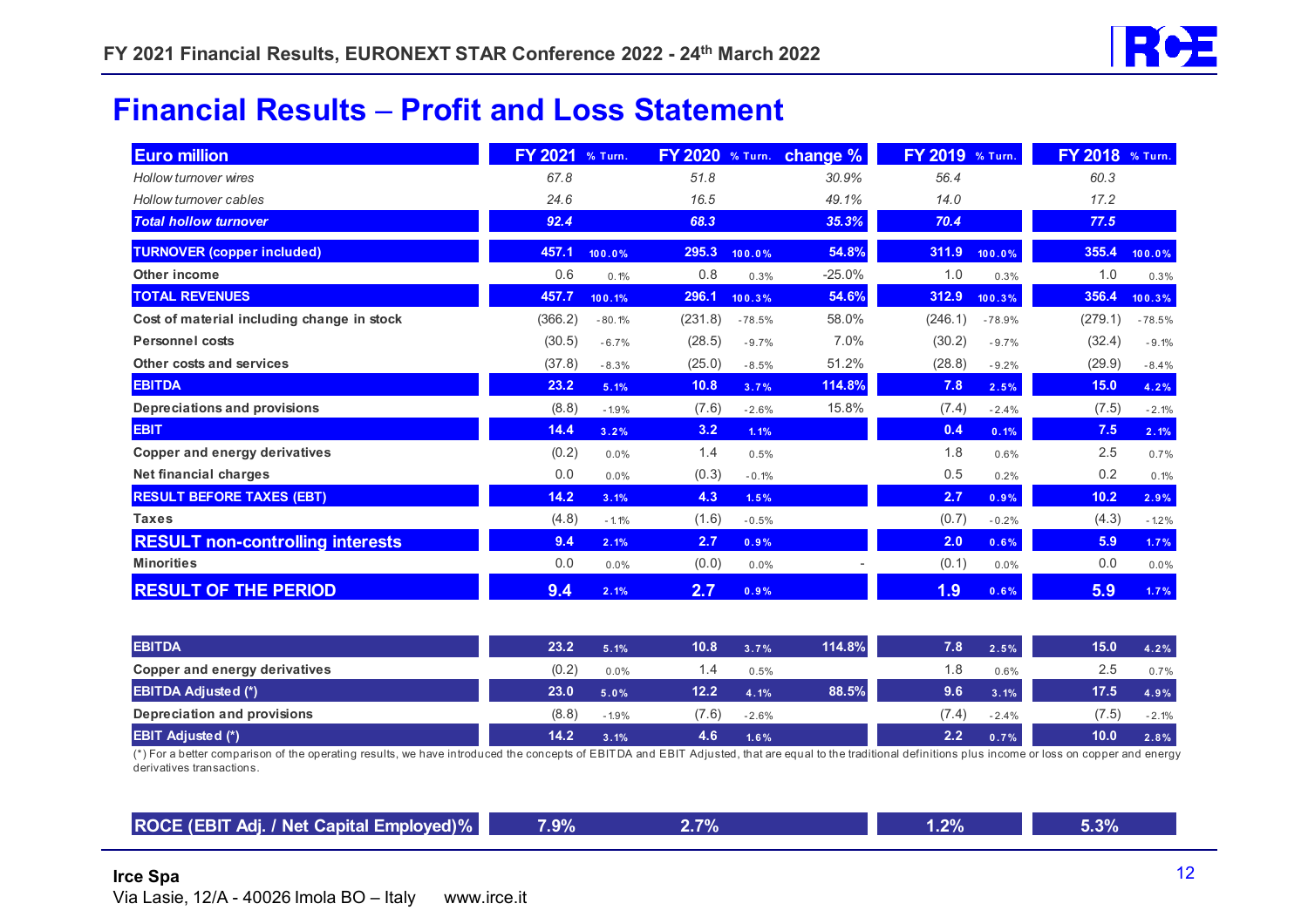# Financial Results – Profit and Loss Statement

| Euro million | FY 2021 | % Turn. | FY 2020 | % Turn. | change % | FY 2019 | % Turn. | FY 2018 | % Turn. |
|---|---|---|---|---|---|---|---|---|---|
| *Hollow turnover wires* | *67.8* | | *51.8* | | *30.9%* | *56.4* | | *60.3* | |
| *Hollow turnover cables* | *24.6* | | *16.5* | | *49.1%* | *14.0* | | *17.2* | |
| ***Total hollow turnover*** | ***92.4*** | | ***68.3*** | | ***35.3%*** | ***70.4*** | | ***77.5*** | |
| **TURNOVER (copper included)** | **457.1** | **100.0%** | **295.3** | **100.0%** | **54.8%** | **311.9** | **100.0%** | **355.4** | **100.0%** |
| **Other income** | 0.6 | 0.1% | 0.8 | 0.3% | -25.0% | 1.0 | 0.3% | 1.0 | 0.3% |
| **TOTAL REVENUES** | **457.7** | **100.1%** | **296.1** | **100.3%** | **54.6%** | **312.9** | **100.3%** | **356.4** | **100.3%** |
| **Cost of material including change in stock** | (366.2) | -80.1% | (231.8) | -78.5% | 58.0% | (246.1) | -78.9% | (279.1) | -78.5% |
| **Personnel costs** | (30.5) | -6.7% | (28.5) | -9.7% | 7.0% | (30.2) | -9.7% | (32.4) | -9.1% |
| **Other costs and services** | (37.8) | -8.3% | (25.0) | -8.5% | 51.2% | (28.8) | -9.2% | (29.9) | -8.4% |
| **EBITDA** | **23.2** | **5.1%** | **10.8** | **3.7%** | **114.8%** | **7.8** | **2.5%** | **15.0** | **4.2%** |
| **Depreciations and provisions** | (8.8) | -1.9% | (7.6) | -2.6% | 15.8% | (7.4) | -2.4% | (7.5) | -2.1% |
| **EBIT** | **14.4** | **3.2%** | **3.2** | **1.1%** | | **0.4** | **0.1%** | **7.5** | **2.1%** |
| **Copper and energy derivatives** | (0.2) | 0.0% | 1.4 | 0.5% | | 1.8 | 0.6% | 2.5 | 0.7% |
| **Net financial charges** | 0.0 | 0.0% | (0.3) | -0.1% | | 0.5 | 0.2% | 0.2 | 0.1% |
| **RESULT BEFORE TAXES (EBT)** | **14.2** | **3.1%** | **4.3** | **1.5%** | | **2.7** | **0.9%** | **10.2** | **2.9%** |
| **Taxes** | (4.8) | -1.1% | (1.6) | -0.5% | | (0.7) | -0.2% | (4.3) | -1.2% |
| **RESULT non-controlling interests** | **9.4** | **2.1%** | **2.7** | **0.9%** | | **2.0** | **0.6%** | **5.9** | **1.7%** |
| **Minorities** | 0.0 | 0.0% | (0.0) | 0.0% | - | (0.1) | 0.0% | 0.0 | 0.0% |
| **RESULT OF THE PERIOD** | **9.4** | **2.1%** | **2.7** | **0.9%** | | **1.9** | **0.6%** | **5.9** | **1.7%** |

| | FY 2021 | % Turn. | FY 2020 | % Turn. | change % | FY 2019 | % Turn. | FY 2018 | % Turn. |
|---|---|---|---|---|---|---|---|---|---|
| **EBITDA** | **23.2** | **5.1%** | **10.8** | **3.7%** | **114.8%** | **7.8** | **2.5%** | **15.0** | **4.2%** |
| **Copper and energy derivatives** | (0.2) | 0.0% | 1.4 | 0.5% | | 1.8 | 0.6% | 2.5 | 0.7% |
| **EBITDA Adjusted (*)** | **23.0** | **5.0%** | **12.2** | **4.1%** | **88.5%** | **9.6** | **3.1%** | **17.5** | **4.9%** |
| **Depreciation and provisions** | (8.8) | -1.9% | (7.6) | -2.6% | | (7.4) | -2.4% | (7.5) | -2.1% |
| **EBIT Adjusted (*)** | **14.2** | **3.1%** | **4.6** | **1.6%** | | **2.2** | **0.7%** | **10.0** | **2.8%** |

(*) For a better comparison of the operating results, we have introduced the concepts of EBITDA and EBIT Adjusted, that are equal to the traditional definitions plus income or loss on copper and energy derivatives transactions.

| | FY 2021 | FY 2020 | FY 2019 | FY 2018 |
|---|---|---|---|---|
| **ROCE (EBIT Adj. / Net Capital Employed)%** | **7.9%** | **2.7%** | **1.2%** | **5.3%** |

**Irce Spa**
Via Lasie, 12/A - 40026 Imola BO – Italy www.irce.it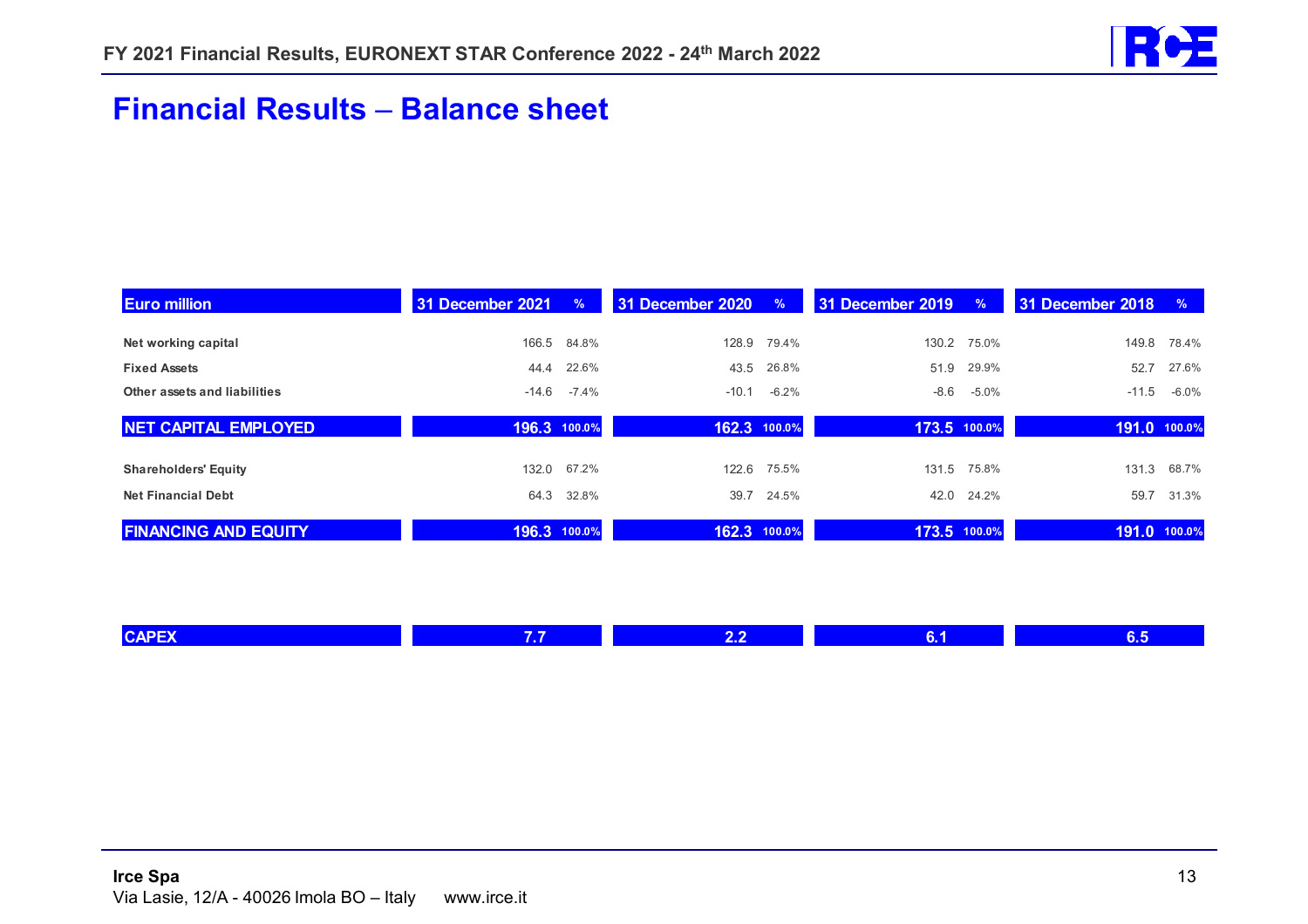## Financial Results – Balance sheet

| Euro million | 31 December 2021 | % | 31 December 2020 | % | 31 December 2019 | % | 31 December 2018 | % |
|---|---|---|---|---|---|---|---|---|
| Net working capital | 166.5 | 84.8% | 128.9 | 79.4% | 130.2 | 75.0% | 149.8 | 78.4% |
| Fixed Assets | 44.4 | 22.6% | 43.5 | 26.8% | 51.9 | 29.9% | 52.7 | 27.6% |
| Other assets and liabilities | -14.6 | -7.4% | -10.1 | -6.2% | -8.6 | -5.0% | -11.5 | -6.0% |
| **NET CAPITAL EMPLOYED** | **196.3** | **100.0%** | **162.3** | **100.0%** | **173.5** | **100.0%** | **191.0** | **100.0%** |
| Shareholders' Equity | 132.0 | 67.2% | 122.6 | 75.5% | 131.5 | 75.8% | 131.3 | 68.7% |
| Net Financial Debt | 64.3 | 32.8% | 39.7 | 24.5% | 42.0 | 24.2% | 59.7 | 31.3% |
| **FINANCING AND EQUITY** | **196.3** | **100.0%** | **162.3** | **100.0%** | **173.5** | **100.0%** | **191.0** | **100.0%** |
| **CAPEX** | **7.7** | | **2.2** | | **6.1** | | **6.5** | |

**Irce Spa**
Via Lasie, 12/A - 40026 Imola BO – Italy www.irce.it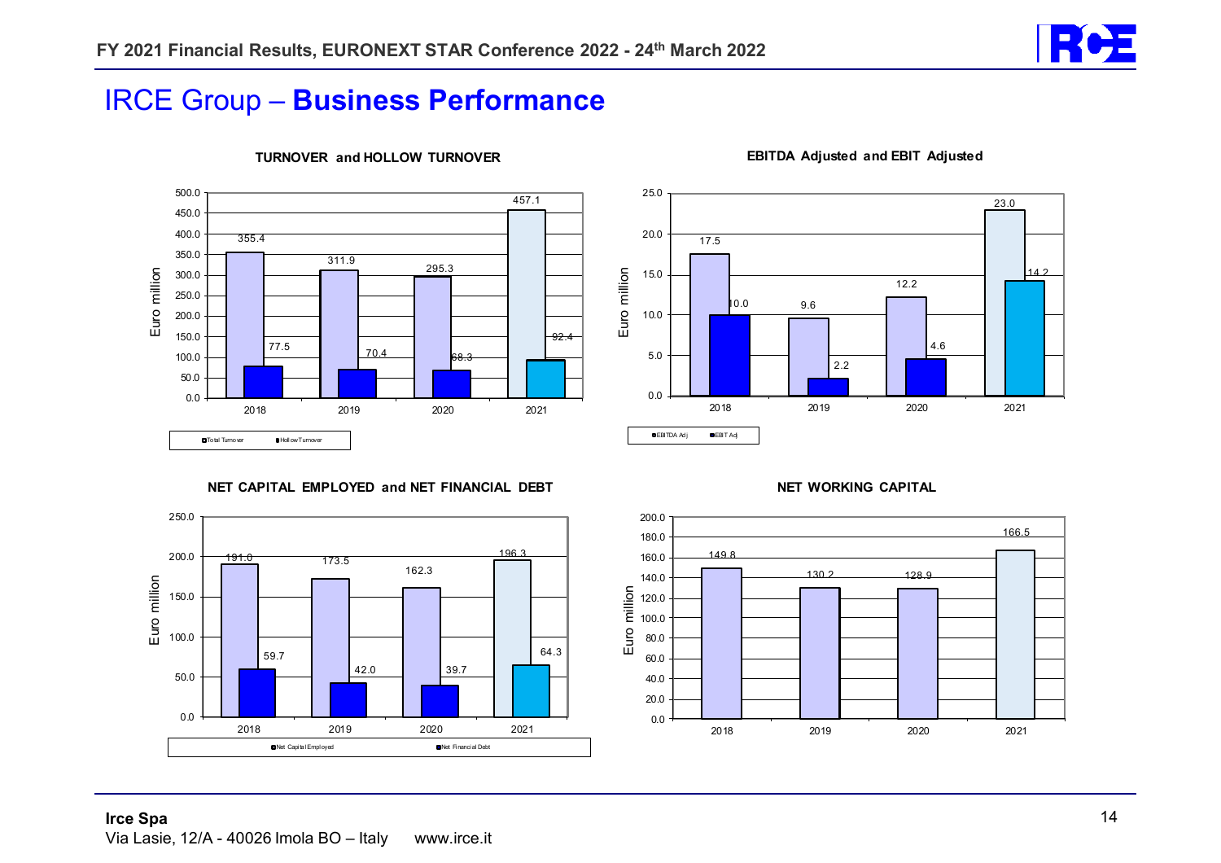# IRCE Group – **Business Performance**

### TURNOVER and HOLLOW TURNOVER

Euro million

| | 2018 | 2019 | 2020 | 2021 |
|---|---|---|---|---|
| Total Turnover | 355.4 | 311.9 | 295.3 | 457.1 |
| Hollow Turnover | 77.5 | 70.4 | 68.3 | 92.4 |

### EBITDA Adjusted and EBIT Adjusted

Euro million

| | 2018 | 2019 | 2020 | 2021 |
|---|---|---|---|---|
| EBITDA Adj | 17.5 | 9.6 | 12.2 | 23.0 |
| EBIT Adj | 10.0 | 2.2 | 4.6 | 14.2 |

### NET CAPITAL EMPLOYED and NET FINANCIAL DEBT

Euro million

| | 2018 | 2019 | 2020 | 2021 |
|---|---|---|---|---|
| Net Capital Employed | 191.0 | 173.5 | 162.3 | 196.3 |
| Net Financial Debt | 59.7 | 42.0 | 39.7 | 64.3 |

### NET WORKING CAPITAL

Euro million

| | 2018 | 2019 | 2020 | 2021 |
|---|---|---|---|---|
| Net Working Capital | 149.8 | 130.2 | 128.9 | 166.5 |

**Irce Spa**
Via Lasie, 12/A - 40026 Imola BO – Italy www.irce.it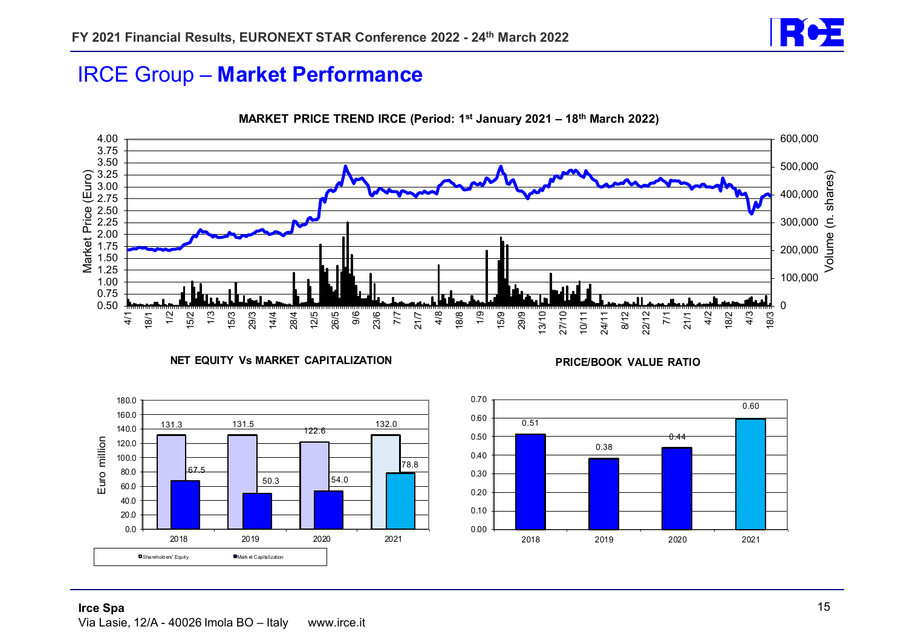# IRCE Group – **Market Performance**

**MARKET PRICE TREND IRCE (Period: 1st January 2021 – 18th March 2022)**

Market Price (Euro)

4.00
3.75
3.50
3.25
3.00
2.75
2.50
2.25
2.00
1.75
1.50
1.25
1.00
0.75
0.50

Volume (n. shares)

600,000
500,000
400,000
300,000
200,000
100,000
0

4/1 18/1 1/2 15/2 1/3 15/3 29/3 14/4 28/4 12/5 26/5 9/6 23/6 7/7 21/7 4/8 18/8 1/9 15/9 29/9 13/10 27/10 10/11 24/11 8/12 22/12 7/1 21/1 4/2 18/2 4/3 18/3

**NET EQUITY Vs MARKET CAPITALIZATION**

Euro million

180.0
160.0
140.0
120.0
100.0
80.0
60.0
40.0
20.0
0.0

2018: 131.3, 67.5
2019: 131.5, 50.3
2020: 122.6, 54.0
2021: 132.0, 78.8

Shareholders' Equity
Market Capitalization

**PRICE/BOOK VALUE RATIO**

0.70
0.60
0.50
0.40
0.30
0.20
0.10
0.00

2018: 0.51
2019: 0.38
2020: 0.44
2021: 0.60

**Irce Spa**
Via Lasie, 12/A - 40026 Imola BO – Italy www.irce.it